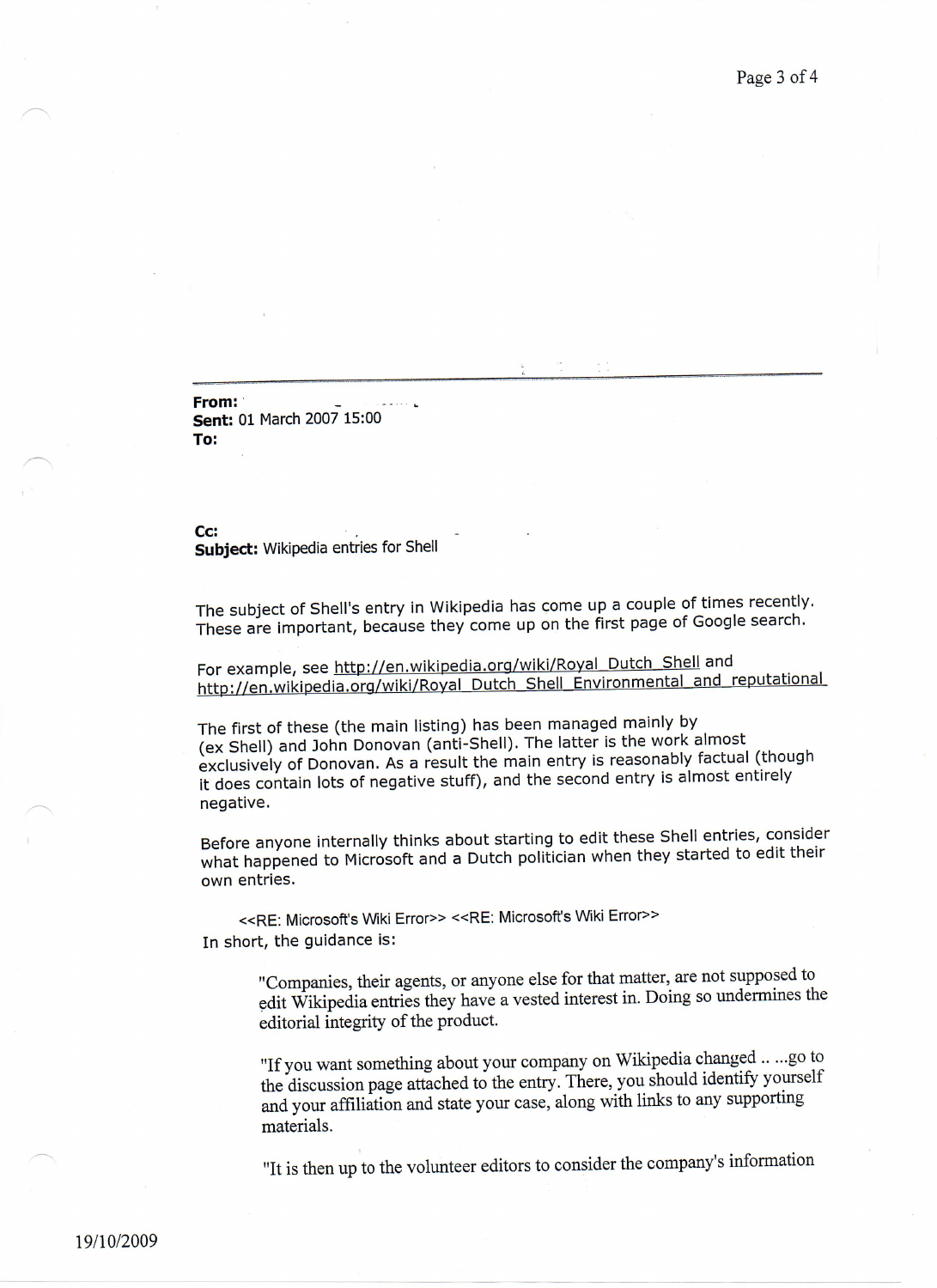**From:**
**Sent:** 01 March 2007 15:00
**To:**

**Cc:**
**Subject:** Wikipedia entries for Shell

The subject of Shell's entry in Wikipedia has come up a couple of times recently. These are important, because they come up on the first page of Google search.

For example, see http://en.wikipedia.org/wiki/Royal_Dutch_Shell and http://en.wikipedia.org/wiki/Royal_Dutch_Shell_Environmental_and_reputational

The first of these (the main listing) has been managed mainly by (ex Shell) and John Donovan (anti-Shell). The latter is the work almost exclusively of Donovan. As a result the main entry is reasonably factual (though it does contain lots of negative stuff), and the second entry is almost entirely negative.

Before anyone internally thinks about starting to edit these Shell entries, consider what happened to Microsoft and a Dutch politician when they started to edit their own entries.

<<RE: Microsoft's Wiki Error>> <<RE: Microsoft's Wiki Error>>

In short, the guidance is:

> "Companies, their agents, or anyone else for that matter, are not supposed to edit Wikipedia entries they have a vested interest in. Doing so undermines the editorial integrity of the product.
>
> "If you want something about your company on Wikipedia changed .. ...go to the discussion page attached to the entry. There, you should identify yourself and your affiliation and state your case, along with links to any supporting materials.
>
> "It is then up to the volunteer editors to consider the company's information

19/10/2009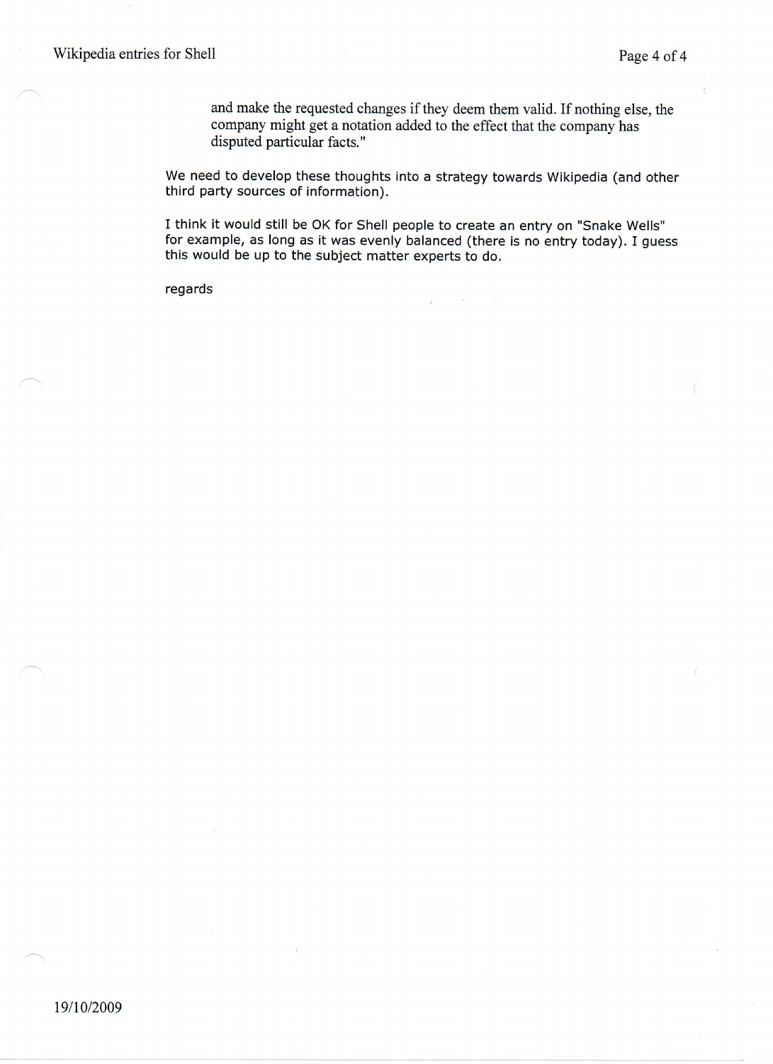and make the requested changes if they deem them valid. If nothing else, the company might get a notation added to the effect that the company has disputed particular facts."

We need to develop these thoughts into a strategy towards Wikipedia (and other third party sources of information).

I think it would still be OK for Shell people to create an entry on "Snake Wells" for example, as long as it was evenly balanced (there is no entry today). I guess this would be up to the subject matter experts to do.

regards